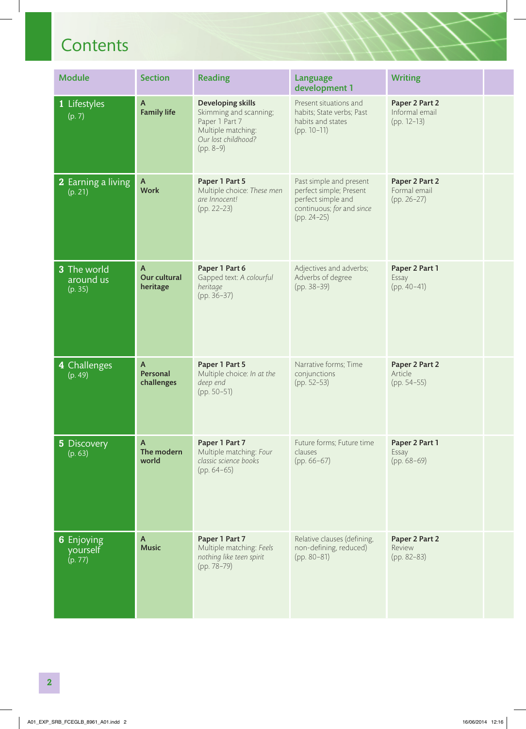# Contents

| Module | Section | Reading | Language development 1 | Writing | |
|---|---|---|---|---|---|
| **1** Lifestyles (p. 7) | A **Family life** | **Developing skills** Skimming and scanning; Paper 1 Part 7 Multiple matching: *Our lost childhood?* (pp. 8–9) | Present situations and habits; State verbs; Past habits and states (pp. 10–11) | **Paper 2 Part 2** Informal email (pp. 12–13) | |
| **2** Earning a living (p. 21) | A **Work** | **Paper 1 Part 5** Multiple choice: *These men are Innocent!* (pp. 22–23) | Past simple and present perfect simple; Present perfect simple and continuous; *for* and *since* (pp. 24–25) | **Paper 2 Part 2** Formal email (pp. 26–27) | |
| **3** The world around us (p. 35) | A **Our cultural heritage** | **Paper 1 Part 6** Gapped text: *A colourful heritage* (pp. 36–37) | Adjectives and adverbs; Adverbs of degree (pp. 38–39) | **Paper 2 Part 1** Essay (pp. 40–41) | |
| **4** Challenges (p. 49) | A **Personal challenges** | **Paper 1 Part 5** Multiple choice: *In at the deep end* (pp. 50–51) | Narrative forms; Time conjunctions (pp. 52–53) | **Paper 2 Part 2** Article (pp. 54–55) | |
| **5** Discovery (p. 63) | A **The modern world** | **Paper 1 Part 7** Multiple matching: *Four classic science books* (pp. 64–65) | Future forms; Future time clauses (pp. 66–67) | **Paper 2 Part 1** Essay (pp. 68–69) | |
| **6** Enjoying yourself (p. 77) | A **Music** | **Paper 1 Part 7** Multiple matching: *Feels nothing like teen spirit* (pp. 78–79) | Relative clauses (defining, non-defining, reduced) (pp. 80–81) | **Paper 2 Part 2** Review (pp. 82–83) | |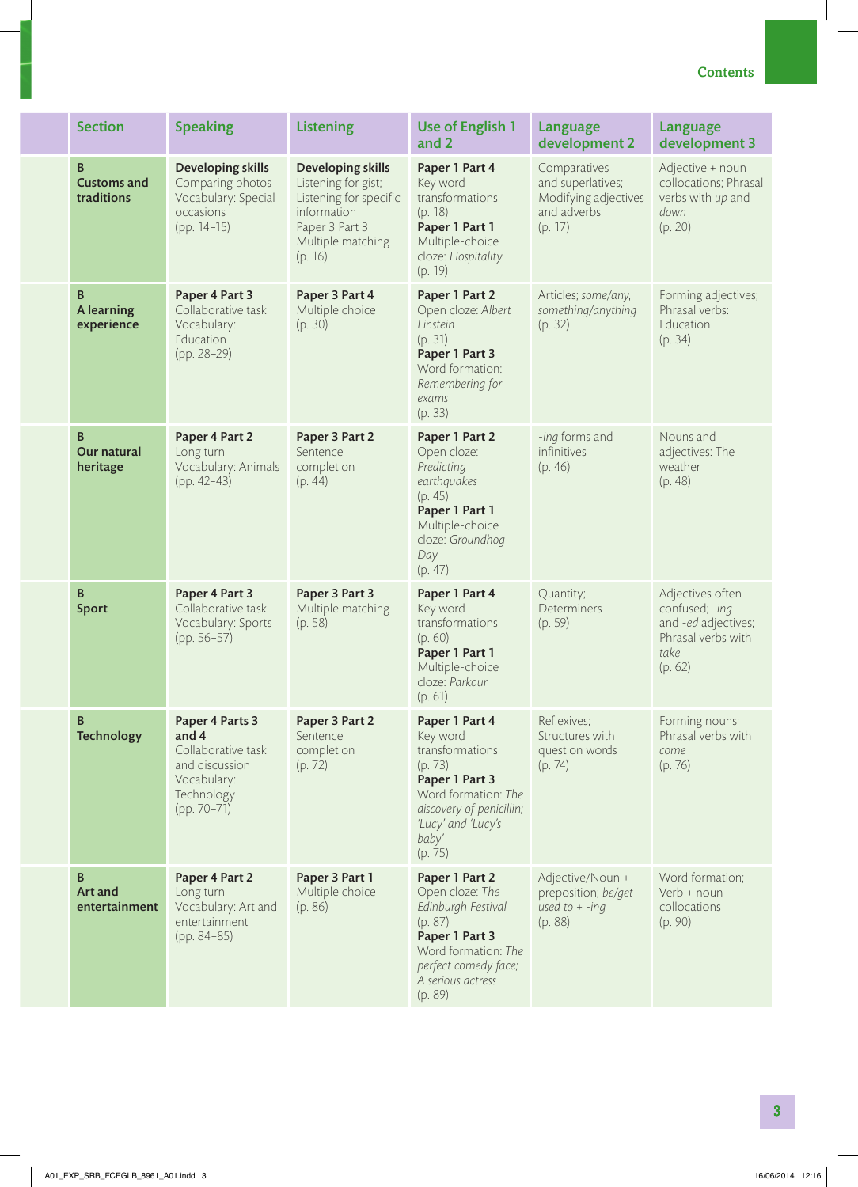| Section | Speaking | Listening | Use of English 1 and 2 | Language development 2 | Language development 3 |
|---|---|---|---|---|---|
| **B** **Customs and traditions** | **Developing skills** Comparing photos Vocabulary: Special occasions (pp. 14–15) | **Developing skills** Listening for gist; Listening for specific information Paper 3 Part 3 Multiple matching (p. 16) | **Paper 1 Part 4** Key word transformations (p. 18) **Paper 1 Part 1** Multiple-choice cloze: *Hospitality* (p. 19) | Comparatives and superlatives; Modifying adjectives and adverbs (p. 17) | Adjective + noun collocations; Phrasal verbs with *up* and *down* (p. 20) |
| **B** **A learning experience** | **Paper 4 Part 3** Collaborative task Vocabulary: Education (pp. 28–29) | **Paper 3 Part 4** Multiple choice (p. 30) | **Paper 1 Part 2** Open cloze: *Albert Einstein* (p. 31) **Paper 1 Part 3** Word formation: *Remembering for exams* (p. 33) | Articles; *some/any, something/anything* (p. 32) | Forming adjectives; Phrasal verbs: Education (p. 34) |
| **B** **Our natural heritage** | **Paper 4 Part 2** Long turn Vocabulary: Animals (pp. 42–43) | **Paper 3 Part 2** Sentence completion (p. 44) | **Paper 1 Part 2** Open cloze: *Predicting earthquakes* (p. 45) **Paper 1 Part 1** Multiple-choice cloze: *Groundhog Day* (p. 47) | *-ing* forms and infinitives (p. 46) | Nouns and adjectives: The weather (p. 48) |
| **B** **Sport** | **Paper 4 Part 3** Collaborative task Vocabulary: Sports (pp. 56–57) | **Paper 3 Part 3** Multiple matching (p. 58) | **Paper 1 Part 4** Key word transformations (p. 60) **Paper 1 Part 1** Multiple-choice cloze: *Parkour* (p. 61) | Quantity; Determiners (p. 59) | Adjectives often confused; *-ing* and *-ed* adjectives; Phrasal verbs with *take* (p. 62) |
| **B** **Technology** | **Paper 4 Parts 3 and 4** Collaborative task and discussion Vocabulary: Technology (pp. 70–71) | **Paper 3 Part 2** Sentence completion (p. 72) | **Paper 1 Part 4** Key word transformations (p. 73) **Paper 1 Part 3** Word formation: *The discovery of penicillin; 'Lucy' and 'Lucy's baby'* (p. 75) | Reflexives; Structures with question words (p. 74) | Forming nouns; Phrasal verbs with *come* (p. 76) |
| **B** **Art and entertainment** | **Paper 4 Part 2** Long turn Vocabulary: Art and entertainment (pp. 84–85) | **Paper 3 Part 1** Multiple choice (p. 86) | **Paper 1 Part 2** Open cloze: *The Edinburgh Festival* (p. 87) **Paper 1 Part 3** Word formation: *The perfect comedy face; A serious actress* (p. 89) | Adjective/Noun + preposition; *be/get used to + -ing* (p. 88) | Word formation; Verb + noun collocations (p. 90) |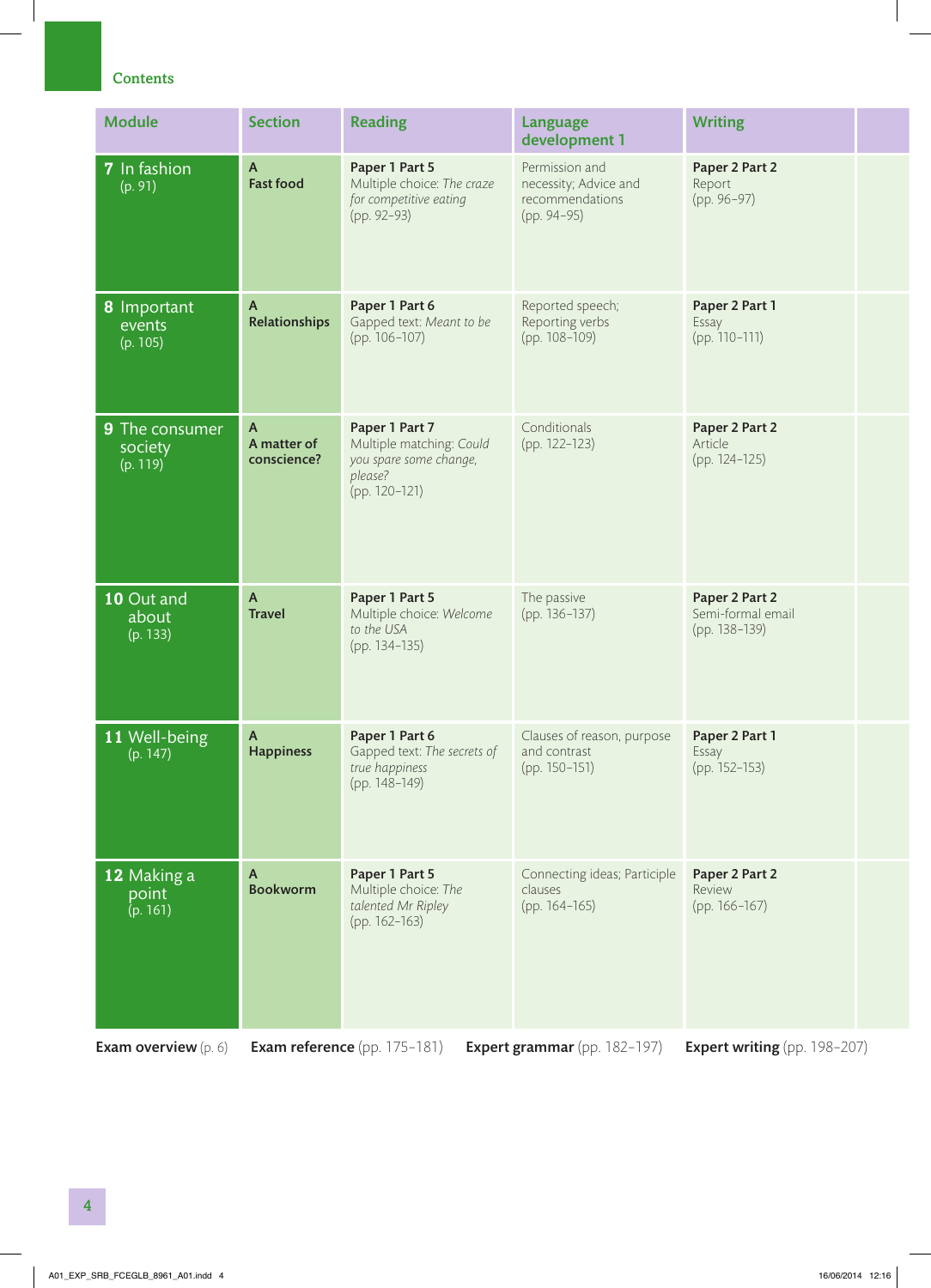## Contents

| Module | Section | Reading | Language development 1 | Writing | |
|---|---|---|---|---|---|
| **7** In fashion (p. 91) | **A Fast food** | **Paper 1 Part 5** Multiple choice: *The craze for competitive eating* (pp. 92–93) | Permission and necessity; Advice and recommendations (pp. 94–95) | **Paper 2 Part 2** Report (pp. 96–97) | |
| **8** Important events (p. 105) | **A Relationships** | **Paper 1 Part 6** Gapped text: *Meant to be* (pp. 106–107) | Reported speech; Reporting verbs (pp. 108–109) | **Paper 2 Part 1** Essay (pp. 110–111) | |
| **9** The consumer society (p. 119) | **A A matter of conscience?** | **Paper 1 Part 7** Multiple matching: *Could you spare some change, please?* (pp. 120–121) | Conditionals (pp. 122–123) | **Paper 2 Part 2** Article (pp. 124–125) | |
| **10** Out and about (p. 133) | **A Travel** | **Paper 1 Part 5** Multiple choice: *Welcome to the USA* (pp. 134–135) | The passive (pp. 136–137) | **Paper 2 Part 2** Semi-formal email (pp. 138–139) | |
| **11** Well-being (p. 147) | **A Happiness** | **Paper 1 Part 6** Gapped text: *The secrets of true happiness* (pp. 148–149) | Clauses of reason, purpose and contrast (pp. 150–151) | **Paper 2 Part 1** Essay (pp. 152–153) | |
| **12** Making a point (p. 161) | **A Bookworm** | **Paper 1 Part 5** Multiple choice: *The talented Mr Ripley* (pp. 162–163) | Connecting ideas; Participle clauses (pp. 164–165) | **Paper 2 Part 2** Review (pp. 166–167) | |

**Exam overview** (p. 6) **Exam reference** (pp. 175–181) **Expert grammar** (pp. 182–197) **Expert writing** (pp. 198–207)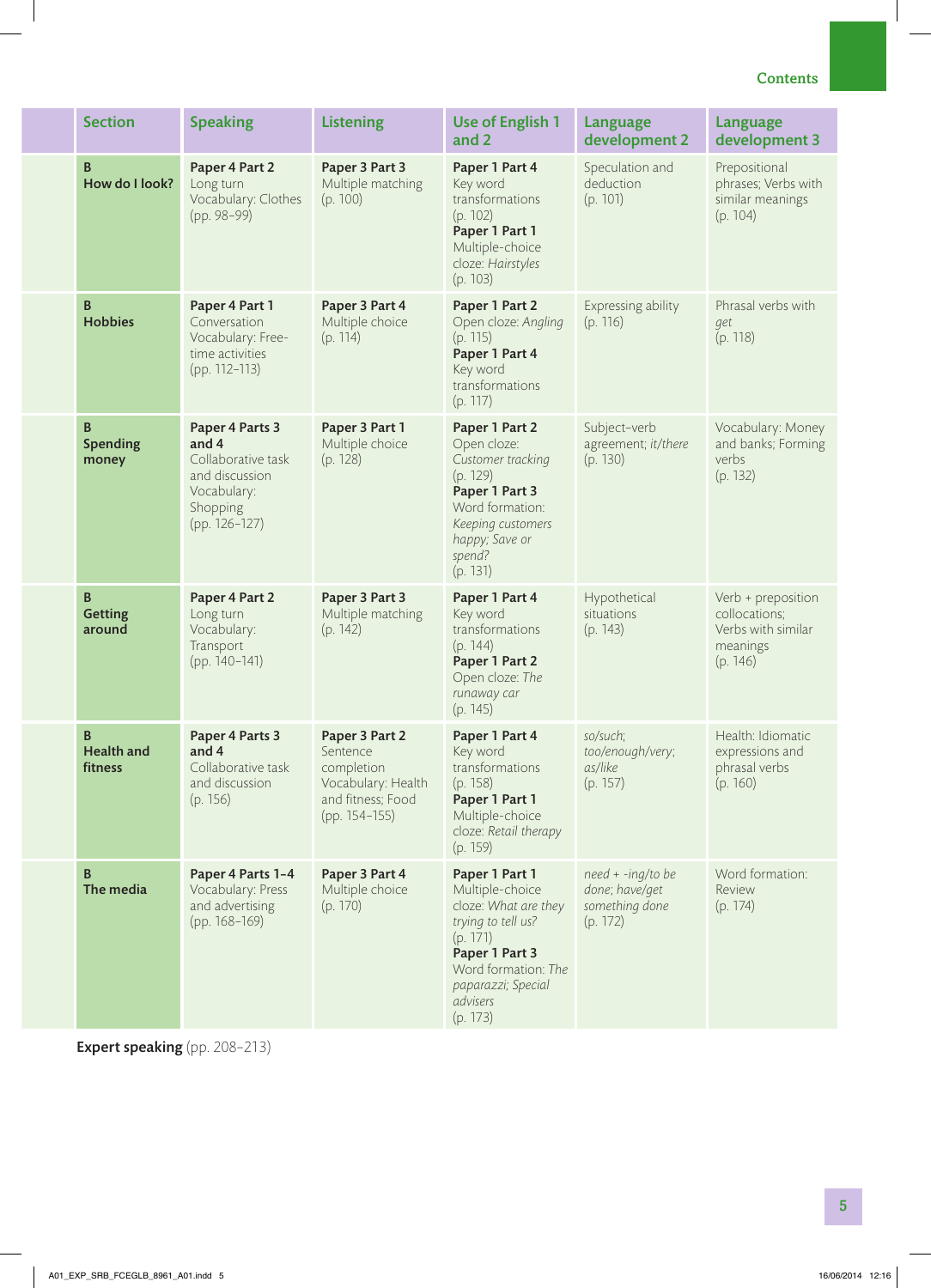| Section | Speaking | Listening | Use of English 1 and 2 | Language development 2 | Language development 3 |
|---|---|---|---|---|---|
| **B** **How do I look?** | **Paper 4 Part 2** Long turn Vocabulary: Clothes (pp. 98–99) | **Paper 3 Part 3** Multiple matching (p. 100) | **Paper 1 Part 4** Key word transformations (p. 102) **Paper 1 Part 1** Multiple-choice cloze: *Hairstyles* (p. 103) | Speculation and deduction (p. 101) | Prepositional phrases; Verbs with similar meanings (p. 104) |
| **B** **Hobbies** | **Paper 4 Part 1** Conversation Vocabulary: Free-time activities (pp. 112–113) | **Paper 3 Part 4** Multiple choice (p. 114) | **Paper 1 Part 2** Open cloze: *Angling* (p. 115) **Paper 1 Part 4** Key word transformations (p. 117) | Expressing ability (p. 116) | Phrasal verbs with *get* (p. 118) |
| **B** **Spending money** | **Paper 4 Parts 3 and 4** Collaborative task and discussion Vocabulary: Shopping (pp. 126–127) | **Paper 3 Part 1** Multiple choice (p. 128) | **Paper 1 Part 2** Open cloze: *Customer tracking* (p. 129) **Paper 1 Part 3** Word formation: *Keeping customers happy; Save or spend?* (p. 131) | Subject–verb agreement; *it/there* (p. 130) | Vocabulary: Money and banks; Forming verbs (p. 132) |
| **B** **Getting around** | **Paper 4 Part 2** Long turn Vocabulary: Transport (pp. 140–141) | **Paper 3 Part 3** Multiple matching (p. 142) | **Paper 1 Part 4** Key word transformations (p. 144) **Paper 1 Part 2** Open cloze: *The runaway car* (p. 145) | Hypothetical situations (p. 143) | Verb + preposition collocations; Verbs with similar meanings (p. 146) |
| **B** **Health and fitness** | **Paper 4 Parts 3 and 4** Collaborative task and discussion (p. 156) | **Paper 3 Part 2** Sentence completion Vocabulary: Health and fitness; Food (pp. 154–155) | **Paper 1 Part 4** Key word transformations (p. 158) **Paper 1 Part 1** Multiple-choice cloze: *Retail therapy* (p. 159) | *so/such; too/enough/very; as/like* (p. 157) | Health: Idiomatic expressions and phrasal verbs (p. 160) |
| **B** **The media** | **Paper 4 Parts 1–4** Vocabulary: Press and advertising (pp. 168–169) | **Paper 3 Part 4** Multiple choice (p. 170) | **Paper 1 Part 1** Multiple-choice cloze: *What are they trying to tell us?* (p. 171) **Paper 1 Part 3** Word formation: *The paparazzi; Special advisers* (p. 173) | *need + -ing/to be done; have/get something done* (p. 172) | Word formation: Review (p. 174) |

**Expert speaking** (pp. 208–213)